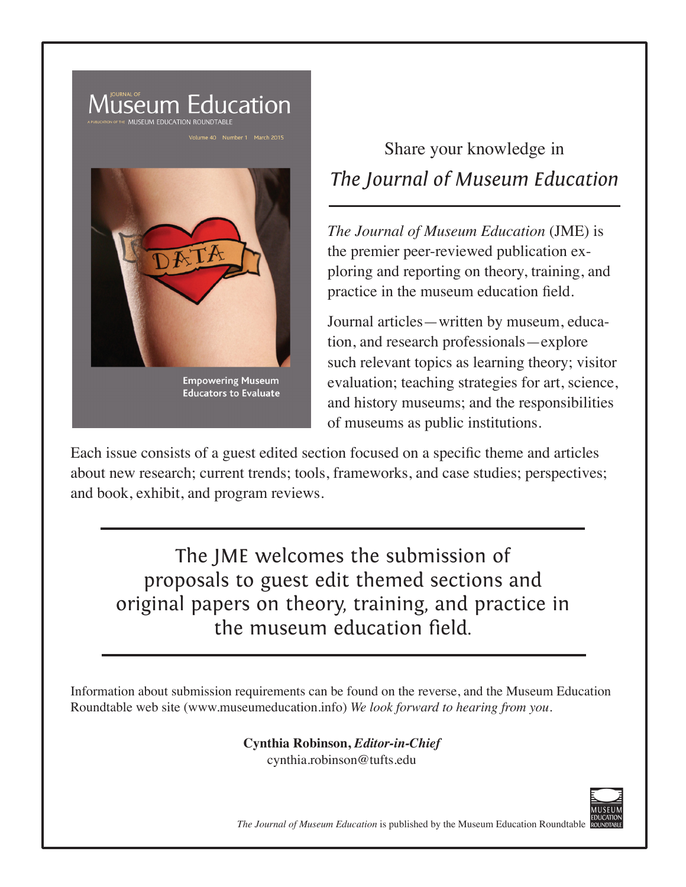# Share your knowledge in *The Journal of Museum Education*

*The Journal of Museum Education* (JME) is the premier peer-reviewed publication exploring and reporting on theory, training, and practice in the museum education field.

Journal articles—written by museum, education, and research professionals—explore such relevant topics as learning theory; visitor evaluation; teaching strategies for art, science, and history museums; and the responsibilities of museums as public institutions.

Each issue consists of a guest edited section focused on a specific theme and articles about new research; current trends; tools, frameworks, and case studies; perspectives; and book, exhibit, and program reviews.

---

The JME welcomes the submission of proposals to guest edit themed sections and original papers on theory, training, and practice in the museum education field.

---

Information about submission requirements can be found on the reverse, and the Museum Education Roundtable web site (www.museumeducation.info) *We look forward to hearing from you.*

**Cynthia Robinson, *Editor-in-Chief***
cynthia.robinson@tufts.edu

*The Journal of Museum Education* is published by the Museum Education Roundtable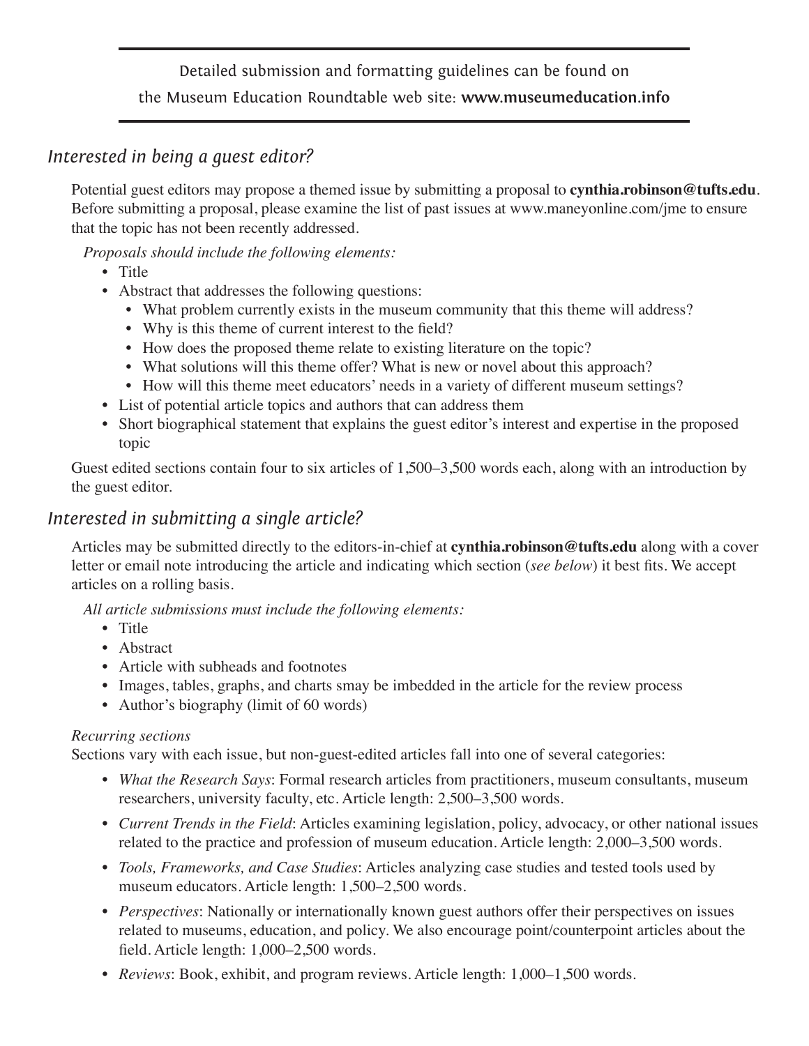Detailed submission and formatting guidelines can be found on the Museum Education Roundtable web site: **www.museumeducation.info**

## *Interested in being a guest editor?*

Potential guest editors may propose a themed issue by submitting a proposal to **cynthia.robinson@tufts.edu**. Before submitting a proposal, please examine the list of past issues at www.maneyonline.com/jme to ensure that the topic has not been recently addressed.

*Proposals should include the following elements:*

- Title
- Abstract that addresses the following questions:
  - What problem currently exists in the museum community that this theme will address?
  - Why is this theme of current interest to the field?
  - How does the proposed theme relate to existing literature on the topic?
  - What solutions will this theme offer? What is new or novel about this approach?
  - How will this theme meet educators' needs in a variety of different museum settings?
- List of potential article topics and authors that can address them
- Short biographical statement that explains the guest editor's interest and expertise in the proposed topic

Guest edited sections contain four to six articles of 1,500–3,500 words each, along with an introduction by the guest editor.

## *Interested in submitting a single article?*

Articles may be submitted directly to the editors-in-chief at **cynthia.robinson@tufts.edu** along with a cover letter or email note introducing the article and indicating which section (*see below*) it best fits. We accept articles on a rolling basis.

*All article submissions must include the following elements:*

- Title
- Abstract
- Article with subheads and footnotes
- Images, tables, graphs, and charts smay be imbedded in the article for the review process
- Author's biography (limit of 60 words)

*Recurring sections*

Sections vary with each issue, but non-guest-edited articles fall into one of several categories:

- *What the Research Says*: Formal research articles from practitioners, museum consultants, museum researchers, university faculty, etc. Article length: 2,500–3,500 words.
- *Current Trends in the Field*: Articles examining legislation, policy, advocacy, or other national issues related to the practice and profession of museum education. Article length: 2,000–3,500 words.
- *Tools, Frameworks, and Case Studies*: Articles analyzing case studies and tested tools used by museum educators. Article length: 1,500–2,500 words.
- *Perspectives*: Nationally or internationally known guest authors offer their perspectives on issues related to museums, education, and policy. We also encourage point/counterpoint articles about the field. Article length: 1,000–2,500 words.
- *Reviews*: Book, exhibit, and program reviews. Article length: 1,000–1,500 words.